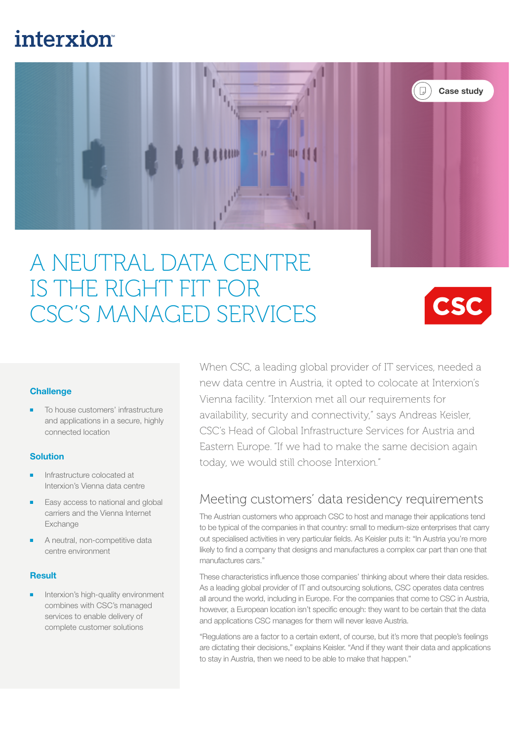# A NEUTRAL DATA CENTRE IS THE RIGHT FIT FOR CSC'S MANAGED SERVICES

### Challenge

- To house customers' infrastructure and applications in a secure, highly connected location

### Solution

- Infrastructure colocated at Interxion's Vienna data centre
- Easy access to national and global carriers and the Vienna Internet Exchange
- A neutral, non-competitive data centre environment

### Result

- Interxion's high-quality environment combines with CSC's managed services to enable delivery of complete customer solutions

When CSC, a leading global provider of IT services, needed a new data centre in Austria, it opted to colocate at Interxion's Vienna facility. "Interxion met all our requirements for availability, security and connectivity," says Andreas Keisler, CSC's Head of Global Infrastructure Services for Austria and Eastern Europe. "If we had to make the same decision again today, we would still choose Interxion."

## Meeting customers' data residency requirements

The Austrian customers who approach CSC to host and manage their applications tend to be typical of the companies in that country: small to medium-size enterprises that carry out specialised activities in very particular fields. As Keisler puts it: "In Austria you're more likely to find a company that designs and manufactures a complex car part than one that manufactures cars."

These characteristics influence those companies' thinking about where their data resides. As a leading global provider of IT and outsourcing solutions, CSC operates data centres all around the world, including in Europe. For the companies that come to CSC in Austria, however, a European location isn't specific enough: they want to be certain that the data and applications CSC manages for them will never leave Austria.

"Regulations are a factor to a certain extent, of course, but it's more that people's feelings are dictating their decisions," explains Keisler. "And if they want their data and applications to stay in Austria, then we need to be able to make that happen."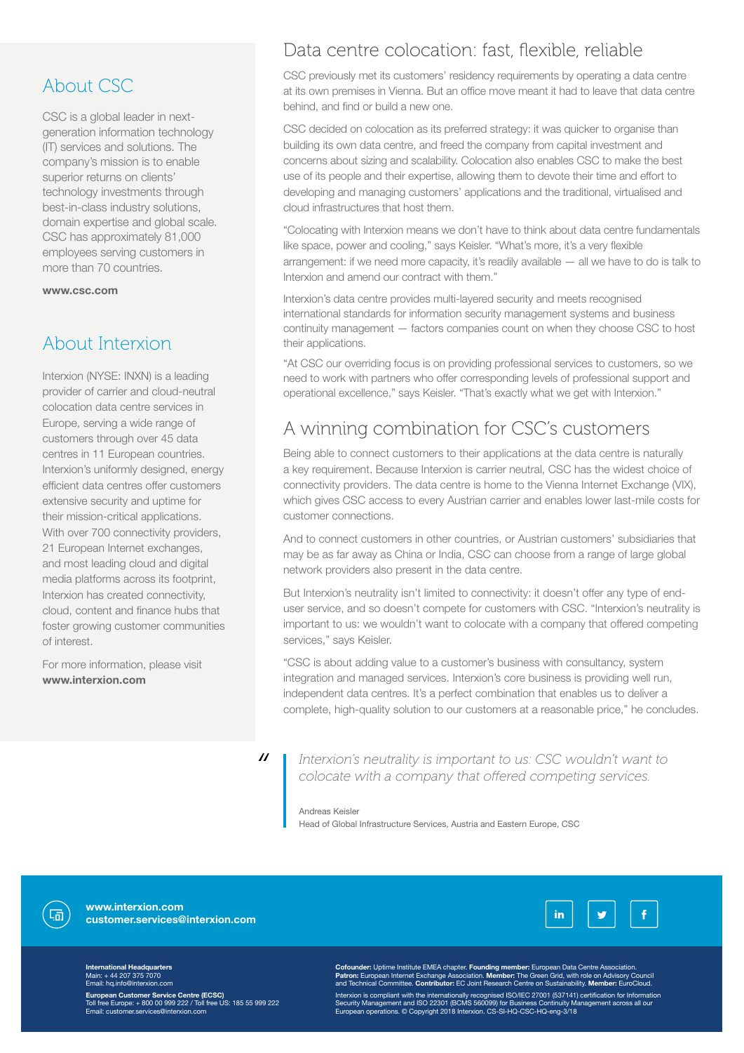## About CSC

CSC is a global leader in next-generation information technology (IT) services and solutions. The company's mission is to enable superior returns on clients' technology investments through best-in-class industry solutions, domain expertise and global scale. CSC has approximately 81,000 employees serving customers in more than 70 countries.

**www.csc.com**

## About Interxion

Interxion (NYSE: INXN) is a leading provider of carrier and cloud-neutral colocation data centre services in Europe, serving a wide range of customers through over 45 data centres in 11 European countries. Interxion's uniformly designed, energy efficient data centres offer customers extensive security and uptime for their mission-critical applications. With over 700 connectivity providers, 21 European Internet exchanges, and most leading cloud and digital media platforms across its footprint, Interxion has created connectivity, cloud, content and finance hubs that foster growing customer communities of interest.

For more information, please visit **www.interxion.com**

## Data centre colocation: fast, flexible, reliable

CSC previously met its customers' residency requirements by operating a data centre at its own premises in Vienna. But an office move meant it had to leave that data centre behind, and find or build a new one.

CSC decided on colocation as its preferred strategy: it was quicker to organise than building its own data centre, and freed the company from capital investment and concerns about sizing and scalability. Colocation also enables CSC to make the best use of its people and their expertise, allowing them to devote their time and effort to developing and managing customers' applications and the traditional, virtualised and cloud infrastructures that host them.

"Colocating with Interxion means we don't have to think about data centre fundamentals like space, power and cooling," says Keisler. "What's more, it's a very flexible arrangement: if we need more capacity, it's readily available — all we have to do is talk to Interxion and amend our contract with them."

Interxion's data centre provides multi-layered security and meets recognised international standards for information security management systems and business continuity management — factors companies count on when they choose CSC to host their applications.

"At CSC our overriding focus is on providing professional services to customers, so we need to work with partners who offer corresponding levels of professional support and operational excellence," says Keisler. "That's exactly what we get with Interxion."

## A winning combination for CSC's customers

Being able to connect customers to their applications at the data centre is naturally a key requirement. Because Interxion is carrier neutral, CSC has the widest choice of connectivity providers. The data centre is home to the Vienna Internet Exchange (VIX), which gives CSC access to every Austrian carrier and enables lower last-mile costs for customer connections.

And to connect customers in other countries, or Austrian customers' subsidiaries that may be as far away as China or India, CSC can choose from a range of large global network providers also present in the data centre.

But Interxion's neutrality isn't limited to connectivity: it doesn't offer any type of end-user service, and so doesn't compete for customers with CSC. "Interxion's neutrality is important to us: we wouldn't want to colocate with a company that offered competing services," says Keisler.

"CSC is about adding value to a customer's business with consultancy, system integration and managed services. Interxion's core business is providing well run, independent data centres. It's a perfect combination that enables us to deliver a complete, high-quality solution to our customers at a reasonable price," he concludes.

> *Interxion's neutrality is important to us: CSC wouldn't want to colocate with a company that offered competing services.*
>
> Andreas Keisler
> Head of Global Infrastructure Services, Austria and Eastern Europe, CSC

**www.interxion.com**
**customer.services@interxion.com**

**International Headquarters**
Main: + 44 207 375 7070
Email: hq.info@interxion.com

**European Customer Service Centre (ECSC)**
Toll free Europe: + 800 00 999 222 / Toll free US: 185 55 999 222
Email: customer.services@interxion.com

**Cofounder:** Uptime Institute EMEA chapter. **Founding member:** European Data Centre Association. **Patron:** European Internet Exchange Association. **Member:** The Green Grid, with role on Advisory Council and Technical Committee. **Contributor:** EC Joint Research Centre on Sustainability. **Member:** EuroCloud.

Interxion is compliant with the internationally recognised ISO/IEC 27001 (537141) certification for Information Security Management and ISO 22301 (BCMS 560099) for Business Continuity Management across all our European operations. © Copyright 2018 Interxion. CS-SI-HQ-CSC-HQ-eng-3/18